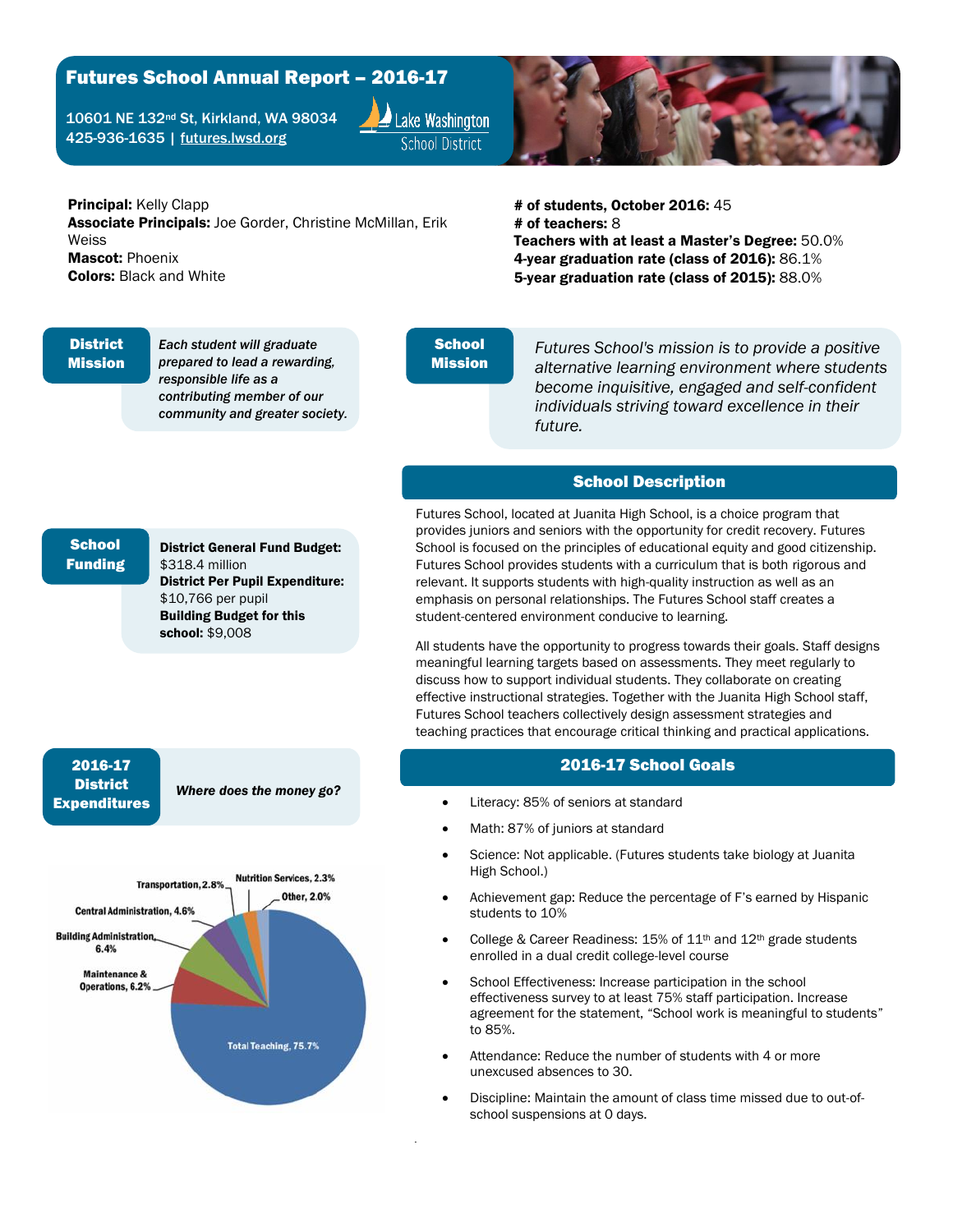# Futures School Annual Report – 2016-17

10601 NE 132nd St, Kirkland, WA 98034
425-936-1635 | futures.lwsd.org

Lake Washington School District

**Principal:** Kelly Clapp
**Associate Principals:** Joe Gorder, Christine McMillan, Erik Weiss
**Mascot:** Phoenix
**Colors:** Black and White

**# of students, October 2016:** 45
**# of teachers:** 8
**Teachers with at least a Master's Degree:** 50.0%
**4-year graduation rate (class of 2016):** 86.1%
**5-year graduation rate (class of 2015):** 88.0%

## District Mission

***Each student will graduate prepared to lead a rewarding, responsible life as a contributing member of our community and greater society.***

## School Mission

*Futures School's mission is to provide a positive alternative learning environment where students become inquisitive, engaged and self-confident individuals striving toward excellence in their future.*

## School Funding

**District General Fund Budget:** $318.4 million
**District Per Pupil Expenditure:** $10,766 per pupil
**Building Budget for this school:** $9,008

## School Description

Futures School, located at Juanita High School, is a choice program that provides juniors and seniors with the opportunity for credit recovery. Futures School is focused on the principles of educational equity and good citizenship. Futures School provides students with a curriculum that is both rigorous and relevant. It supports students with high-quality instruction as well as an emphasis on personal relationships. The Futures School staff creates a student-centered environment conducive to learning.

All students have the opportunity to progress towards their goals. Staff designs meaningful learning targets based on assessments. They meet regularly to discuss how to support individual students. They collaborate on creating effective instructional strategies. Together with the Juanita High School staff, Futures School teachers collectively design assessment strategies and teaching practices that encourage critical thinking and practical applications.

## 2016-17 District Expenditures

***Where does the money go?***

- Total Teaching, 75.7%
- Maintenance & Operations, 6.2%
- Building Administration, 6.4%
- Central Administration, 4.6%
- Transportation, 2.8%
- Nutrition Services, 2.3%
- Other, 2.0%

## 2016-17 School Goals

- Literacy: 85% of seniors at standard
- Math: 87% of juniors at standard
- Science: Not applicable. (Futures students take biology at Juanita High School.)
- Achievement gap: Reduce the percentage of F's earned by Hispanic students to 10%
- College & Career Readiness: 15% of 11th and 12th grade students enrolled in a dual credit college-level course
- School Effectiveness: Increase participation in the school effectiveness survey to at least 75% staff participation. Increase agreement for the statement, "School work is meaningful to students" to 85%.
- Attendance: Reduce the number of students with 4 or more unexcused absences to 30.
- Discipline: Maintain the amount of class time missed due to out-of-school suspensions at 0 days.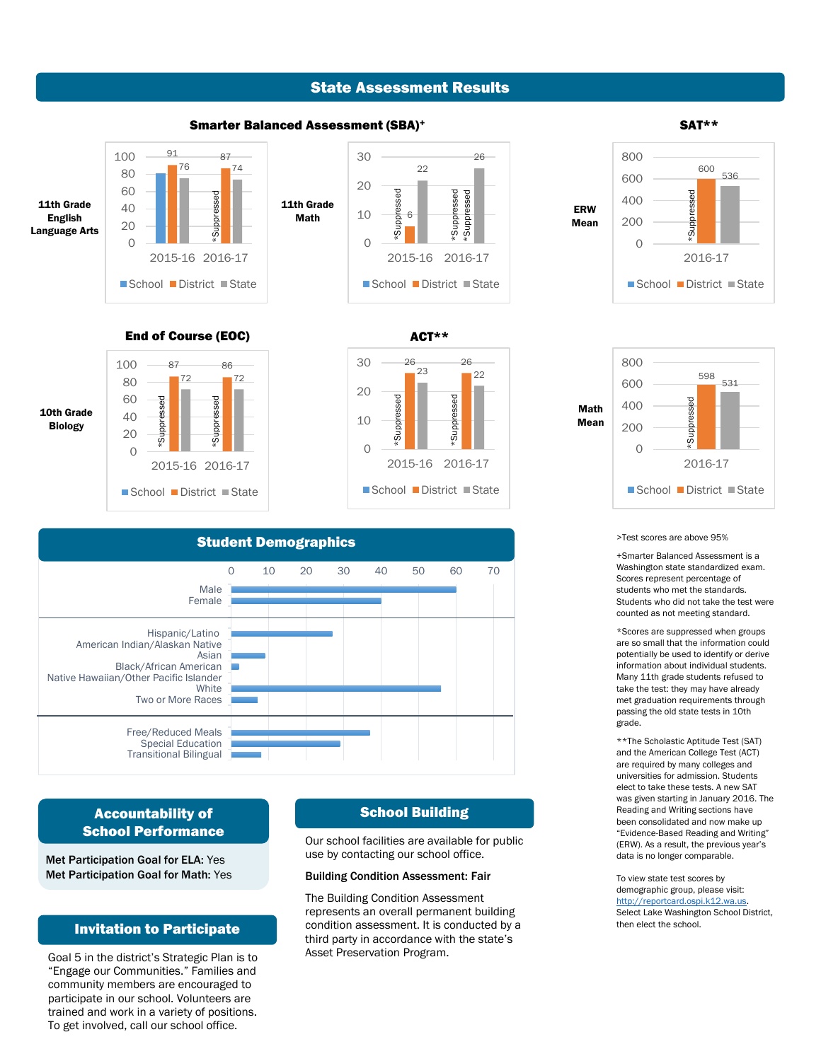## State Assessment Results

### Smarter Balanced Assessment (SBA)+

**11th Grade English Language Arts**

100
80
60
40
20
0
91
76
87
74
*Suppressed
2015-16
2016-17
School District State

**11th Grade Math**

30
20
10
0
22
6
26
*Suppressed
*Suppressed
*Suppressed
2015-16
2016-17
School District State

### SAT**

**ERW Mean**

800
600
400
200
0
600
536
*Suppressed
2016-17
School District State

### End of Course (EOC)

**10th Grade Biology**

100
80
60
40
20
0
87
72
86
72
*Suppressed
*Suppressed
2015-16
2016-17
School District State

### ACT**

30
20
10
0
26
23
26
22
*Suppressed
*Suppressed
2015-16
2016-17
School District State

**Math Mean**

800
600
400
200
0
598
531
*Suppressed
2016-17
School District State

## Student Demographics

0 10 20 30 40 50 60 70

Male
Female

Hispanic/Latino
American Indian/Alaskan Native
Asian
Black/African American
Native Hawaiian/Other Pacific Islander
White
Two or More Races

Free/Reduced Meals
Special Education
Transitional Bilingual

>Test scores are above 95%

+Smarter Balanced Assessment is a Washington state standardized exam. Scores represent percentage of students who met the standards. Students who did not take the test were counted as not meeting standard.

*Scores are suppressed when groups are so small that the information could potentially be used to identify or derive information about individual students. Many 11th grade students refused to take the test: they may have already met graduation requirements through passing the old state tests in 10th grade.

**The Scholastic Aptitude Test (SAT) and the American College Test (ACT) are required by many colleges and universities for admission. Students elect to take these tests. A new SAT was given starting in January 2016. The Reading and Writing sections have been consolidated and now make up "Evidence-Based Reading and Writing" (ERW). As a result, the previous year's data is no longer comparable.

To view state test scores by demographic group, please visit: http://reportcard.ospi.k12.wa.us. Select Lake Washington School District, then elect the school.

## Accountability of School Performance

**Met Participation Goal for ELA:** Yes
**Met Participation Goal for Math:** Yes

## Invitation to Participate

Goal 5 in the district's Strategic Plan is to "Engage our Communities." Families and community members are encouraged to participate in our school. Volunteers are trained and work in a variety of positions. To get involved, call our school office.

## School Building

Our school facilities are available for public use by contacting our school office.

**Building Condition Assessment: Fair**

The Building Condition Assessment represents an overall permanent building condition assessment. It is conducted by a third party in accordance with the state's Asset Preservation Program.